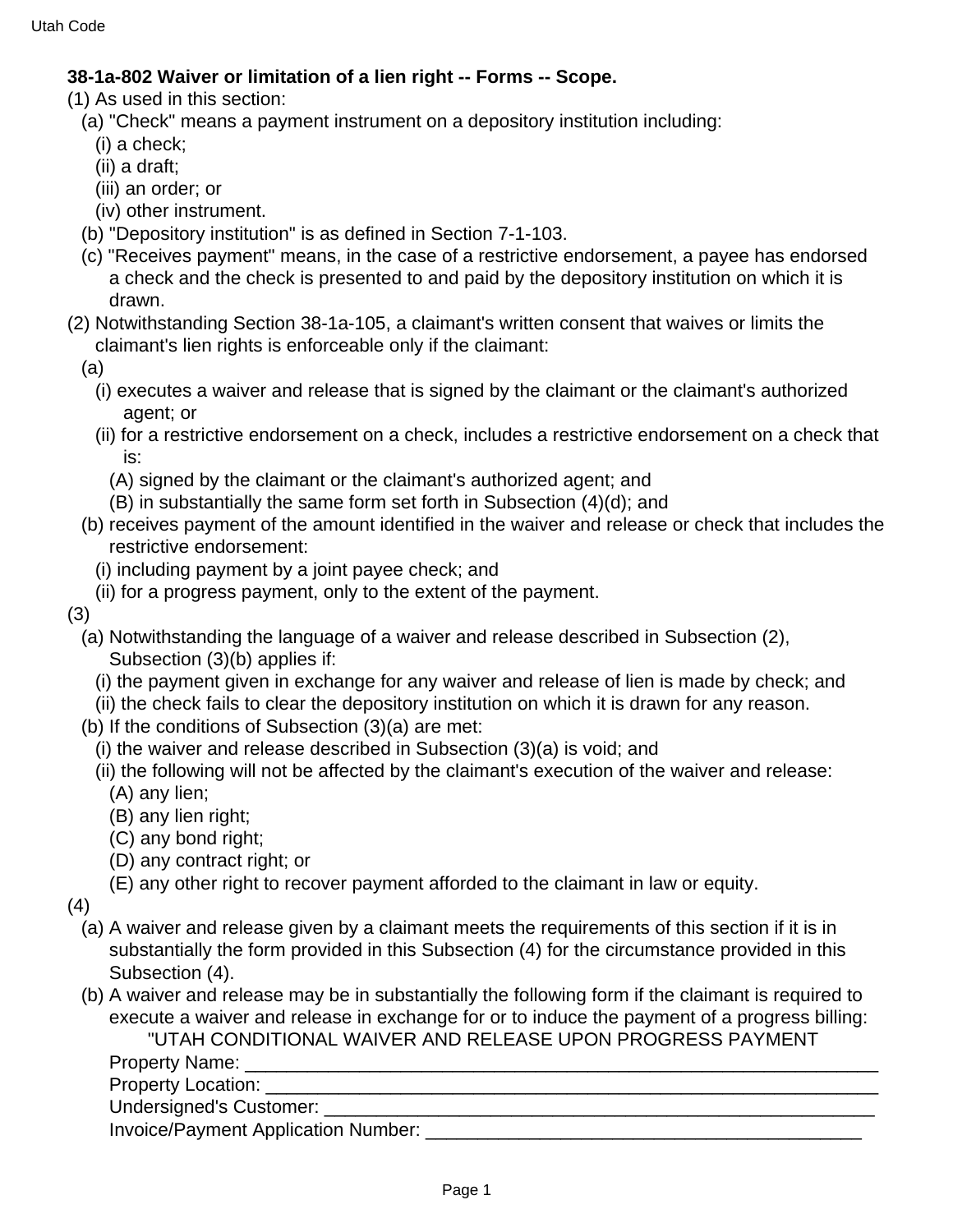**38-1a-802 Waiver or limitation of a lien right -- Forms -- Scope.**

(1) As used in this section:

(a) "Check" means a payment instrument on a depository institution including:

(i) a check;

(ii) a draft;

(iii) an order; or

(iv) other instrument.

(b) "Depository institution" is as defined in Section 7-1-103.

(c) "Receives payment" means, in the case of a restrictive endorsement, a payee has endorsed a check and the check is presented to and paid by the depository institution on which it is drawn.

(2) Notwithstanding Section 38-1a-105, a claimant's written consent that waives or limits the claimant's lien rights is enforceable only if the claimant:

(a)

(i) executes a waiver and release that is signed by the claimant or the claimant's authorized agent; or

(ii) for a restrictive endorsement on a check, includes a restrictive endorsement on a check that is:

(A) signed by the claimant or the claimant's authorized agent; and

(B) in substantially the same form set forth in Subsection (4)(d); and

(b) receives payment of the amount identified in the waiver and release or check that includes the restrictive endorsement:

(i) including payment by a joint payee check; and

(ii) for a progress payment, only to the extent of the payment.

(3)

(a) Notwithstanding the language of a waiver and release described in Subsection (2), Subsection (3)(b) applies if:

(i) the payment given in exchange for any waiver and release of lien is made by check; and

(ii) the check fails to clear the depository institution on which it is drawn for any reason.

(b) If the conditions of Subsection (3)(a) are met:

(i) the waiver and release described in Subsection (3)(a) is void; and

(ii) the following will not be affected by the claimant's execution of the waiver and release:

(A) any lien;

(B) any lien right;

(C) any bond right;

(D) any contract right; or

(E) any other right to recover payment afforded to the claimant in law or equity.

(4)

(a) A waiver and release given by a claimant meets the requirements of this section if it is in substantially the form provided in this Subsection (4) for the circumstance provided in this Subsection (4).

(b) A waiver and release may be in substantially the following form if the claimant is required to execute a waiver and release in exchange for or to induce the payment of a progress billing:

"UTAH CONDITIONAL WAIVER AND RELEASE UPON PROGRESS PAYMENT

Property Name: ________________________________________________________________

Property Location: ______________________________________________________________

Undersigned's Customer: _________________________________________________________

Invoice/Payment Application Number: ___________________________________________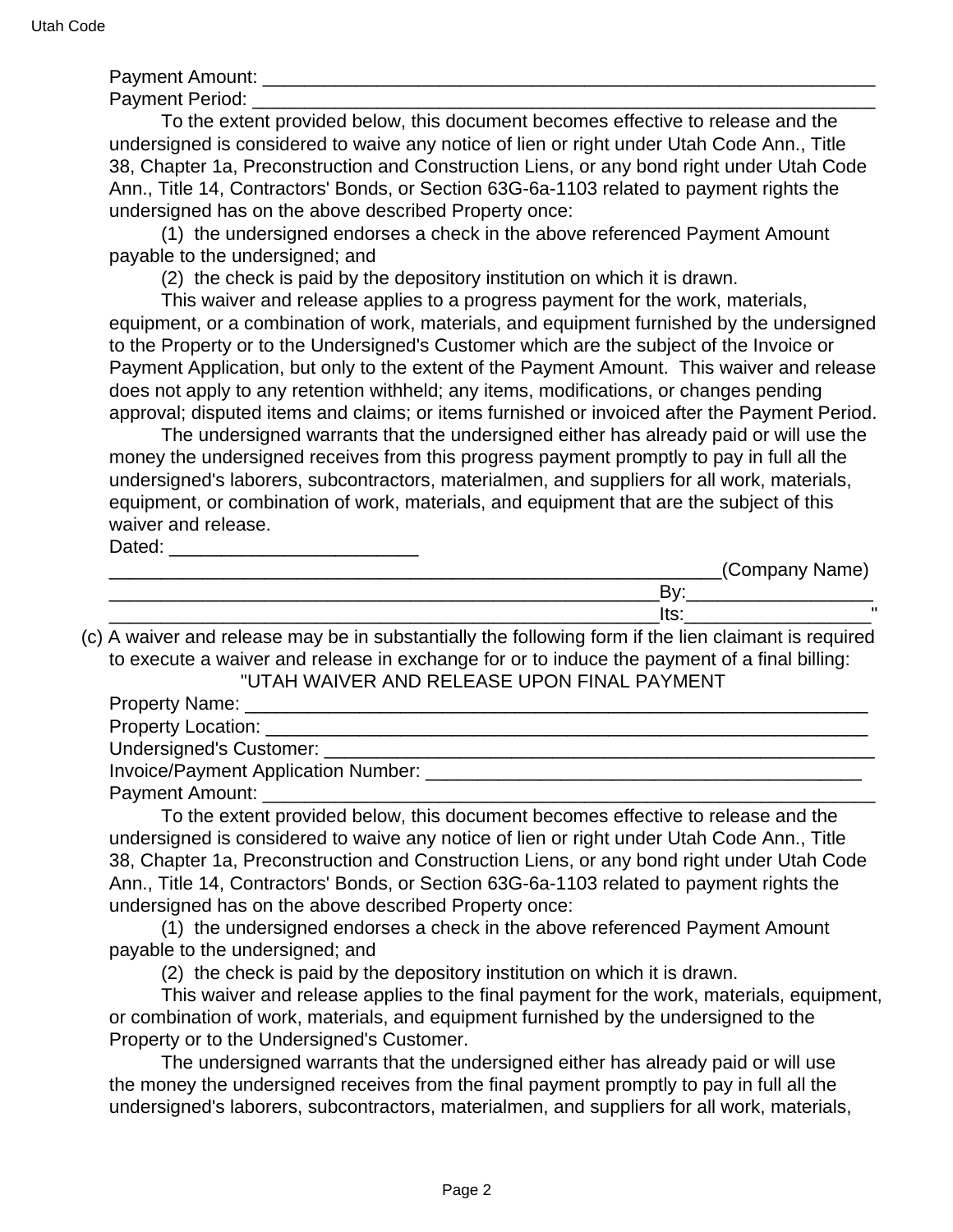Payment Amount: ______________________________________________________________
Payment Period: ______________________________________________________________

To the extent provided below, this document becomes effective to release and the undersigned is considered to waive any notice of lien or right under Utah Code Ann., Title 38, Chapter 1a, Preconstruction and Construction Liens, or any bond right under Utah Code Ann., Title 14, Contractors' Bonds, or Section 63G-6a-1103 related to payment rights the undersigned has on the above described Property once:

(1) the undersigned endorses a check in the above referenced Payment Amount payable to the undersigned; and

(2) the check is paid by the depository institution on which it is drawn.

This waiver and release applies to a progress payment for the work, materials, equipment, or a combination of work, materials, and equipment furnished by the undersigned to the Property or to the Undersigned's Customer which are the subject of the Invoice or Payment Application, but only to the extent of the Payment Amount. This waiver and release does not apply to any retention withheld; any items, modifications, or changes pending approval; disputed items and claims; or items furnished or invoiced after the Payment Period.

The undersigned warrants that the undersigned either has already paid or will use the money the undersigned receives from this progress payment promptly to pay in full all the undersigned's laborers, subcontractors, materialmen, and suppliers for all work, materials, equipment, or combination of work, materials, and equipment that are the subject of this waiver and release.

Dated: ________________________

_____________________________________________________________(Company Name)
________________________________________________________By:__________________
________________________________________________________Its:__________________"

(c) A waiver and release may be in substantially the following form if the lien claimant is required to execute a waiver and release in exchange for or to induce the payment of a final billing:

"UTAH WAIVER AND RELEASE UPON FINAL PAYMENT

Property Name: ______________________________________________________________
Property Location: ___________________________________________________________
Undersigned's Customer: ______________________________________________________
Invoice/Payment Application Number: ___________________________________________
Payment Amount: _____________________________________________________________

To the extent provided below, this document becomes effective to release and the undersigned is considered to waive any notice of lien or right under Utah Code Ann., Title 38, Chapter 1a, Preconstruction and Construction Liens, or any bond right under Utah Code Ann., Title 14, Contractors' Bonds, or Section 63G-6a-1103 related to payment rights the undersigned has on the above described Property once:

(1) the undersigned endorses a check in the above referenced Payment Amount payable to the undersigned; and

(2) the check is paid by the depository institution on which it is drawn.

This waiver and release applies to the final payment for the work, materials, equipment, or combination of work, materials, and equipment furnished by the undersigned to the Property or to the Undersigned's Customer.

The undersigned warrants that the undersigned either has already paid or will use the money the undersigned receives from the final payment promptly to pay in full all the undersigned's laborers, subcontractors, materialmen, and suppliers for all work, materials,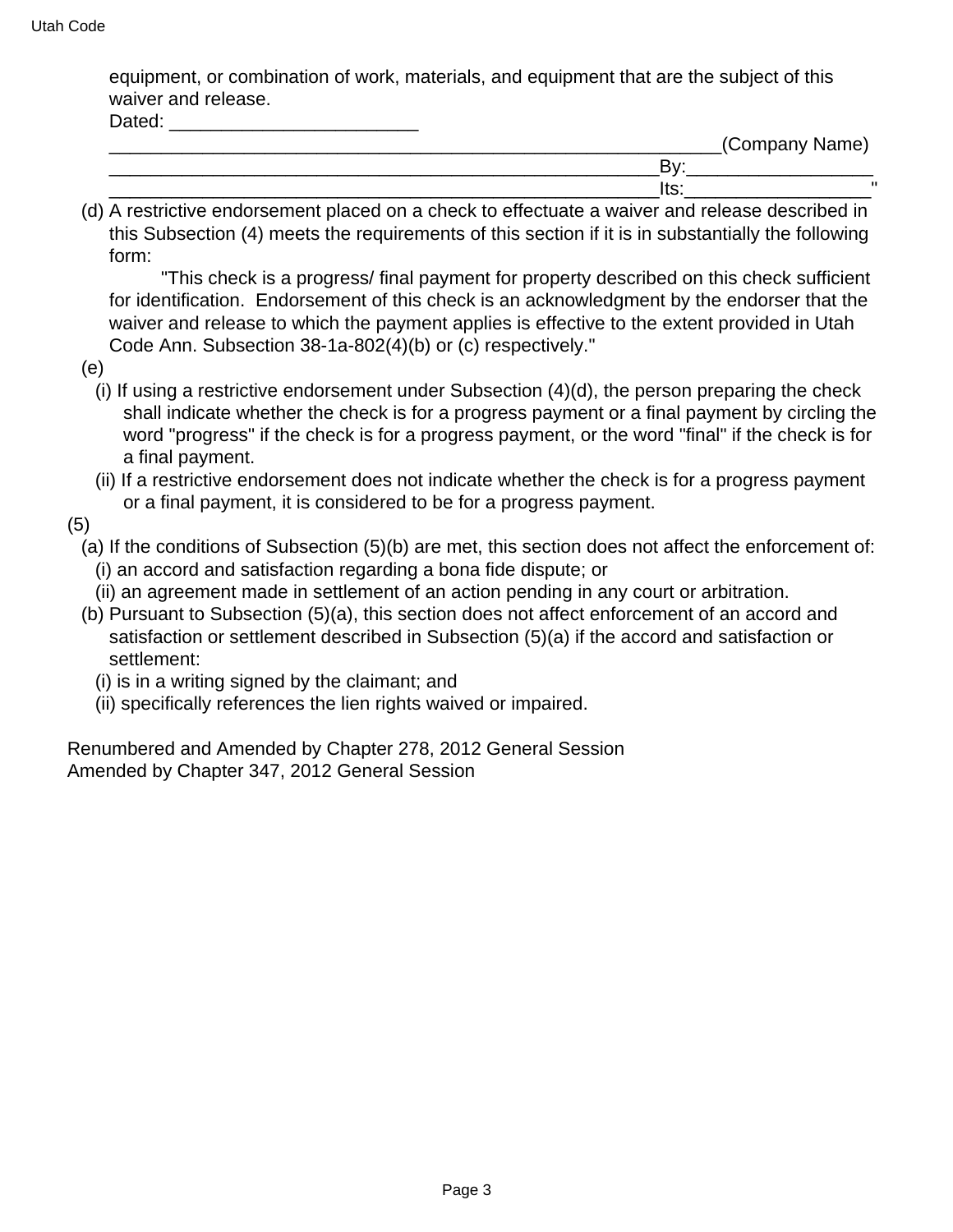equipment, or combination of work, materials, and equipment that are the subject of this waiver and release.

Dated: ________________________

____________________________________________________________(Company Name)

______________________________________________________By:__________________

______________________________________________________Its:__________________"

(d) A restrictive endorsement placed on a check to effectuate a waiver and release described in this Subsection (4) meets the requirements of this section if it is in substantially the following form:

"This check is a progress/ final payment for property described on this check sufficient for identification. Endorsement of this check is an acknowledgment by the endorser that the waiver and release to which the payment applies is effective to the extent provided in Utah Code Ann. Subsection 38-1a-802(4)(b) or (c) respectively."

(e)

(i) If using a restrictive endorsement under Subsection (4)(d), the person preparing the check shall indicate whether the check is for a progress payment or a final payment by circling the word "progress" if the check is for a progress payment, or the word "final" if the check is for a final payment.

(ii) If a restrictive endorsement does not indicate whether the check is for a progress payment or a final payment, it is considered to be for a progress payment.

(5)

(a) If the conditions of Subsection (5)(b) are met, this section does not affect the enforcement of:

(i) an accord and satisfaction regarding a bona fide dispute; or

(ii) an agreement made in settlement of an action pending in any court or arbitration.

(b) Pursuant to Subsection (5)(a), this section does not affect enforcement of an accord and satisfaction or settlement described in Subsection (5)(a) if the accord and satisfaction or settlement:

(i) is in a writing signed by the claimant; and

(ii) specifically references the lien rights waived or impaired.

Renumbered and Amended by Chapter 278, 2012 General Session
Amended by Chapter 347, 2012 General Session